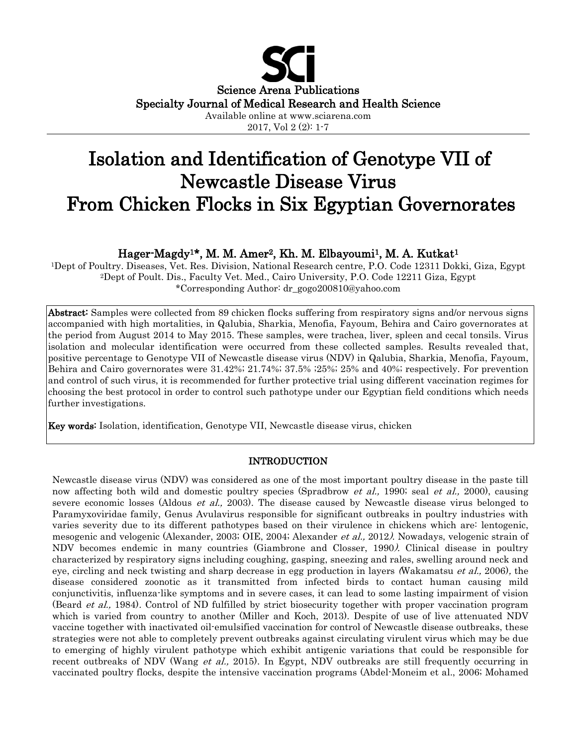Science Arena Publications
Specialty Journal of Medical Research and Health Science
Available online at www.sciarena.com

# Isolation and Identification of Genotype VII of Newcastle Disease Virus From Chicken Flocks in Six Egyptian Governorates

**Hager-Magdy[1]*, M. M. Amer[2], Kh. M. Elbayoumi[1], M. A. Kutkat[1]**

[1]Dept of Poultry. Diseases, Vet. Res. Division, National Research centre, P.O. Code 12311 Dokki, Giza, Egypt
[2]Dept of Poult. Dis., Faculty Vet. Med., Cairo University, P.O. Code 12211 Giza, Egypt
*Corresponding Author: dr_gogo200810@yahoo.com

**Abstract:** Samples were collected from 89 chicken flocks suffering from respiratory signs and/or nervous signs accompanied with high mortalities, in Qalubia, Sharkia, Menofia, Fayoum, Behira and Cairo governorates at the period from August 2014 to May 2015. These samples, were trachea, liver, spleen and cecal tonsils. Virus isolation and molecular identification were occurred from these collected samples. Results revealed that, positive percentage to Genotype VII of Newcastle disease virus (NDV) in Qalubia, Sharkia, Menofia, Fayoum, Behira and Cairo governorates were 31.42%; 21.74%; 37.5% ;25%; 25% and 40%; respectively. For prevention and control of such virus, it is recommended for further protective trial using different vaccination regimes for choosing the best protocol in order to control such pathotype under our Egyptian field conditions which needs further investigations.

**Key words:** Isolation, identification, Genotype VII, Newcastle disease virus, chicken

## INTRODUCTION

Newcastle disease virus (NDV) was considered as one of the most important poultry disease in the paste till now affecting both wild and domestic poultry species (Spradbrow *et al.,* 1990; seal *et al.,* 2000), causing severe economic losses (Aldous *et al.,* 2003). The disease caused by Newcastle disease virus belonged to Paramyxoviridae family, Genus Avulavirus responsible for significant outbreaks in poultry industries with varies severity due to its different pathotypes based on their virulence in chickens which are: lentogenic, mesogenic and velogenic (Alexander, 2003; OIE, 2004; Alexander *et al.,* 2012*)*. Nowadays, velogenic strain of NDV becomes endemic in many countries (Giambrone and Closser, 1990*)*. Clinical disease in poultry characterized by respiratory signs including coughing, gasping, sneezing and rales, swelling around neck and eye, circling and neck twisting and sharp decrease in egg production in layers *(*Wakamatsu *et al.,* 2006)*,* the disease considered zoonotic as it transmitted from infected birds to contact human causing mild conjunctivitis, influenza-like symptoms and in severe cases, it can lead to some lasting impairment of vision (Beard *et al.,* 1984). Control of ND fulfilled by strict biosecurity together with proper vaccination program which is varied from country to another (Miller and Koch, 2013). Despite of use of live attenuated NDV vaccine together with inactivated oil-emulsified vaccination for control of Newcastle disease outbreaks, these strategies were not able to completely prevent outbreaks against circulating virulent virus which may be due to emerging of highly virulent pathotype which exhibit antigenic variations that could be responsible for recent outbreaks of NDV (Wang *et al.,* 2015). In Egypt, NDV outbreaks are still frequently occurring in vaccinated poultry flocks, despite the intensive vaccination programs (Abdel-Moneim et al., 2006; Mohamed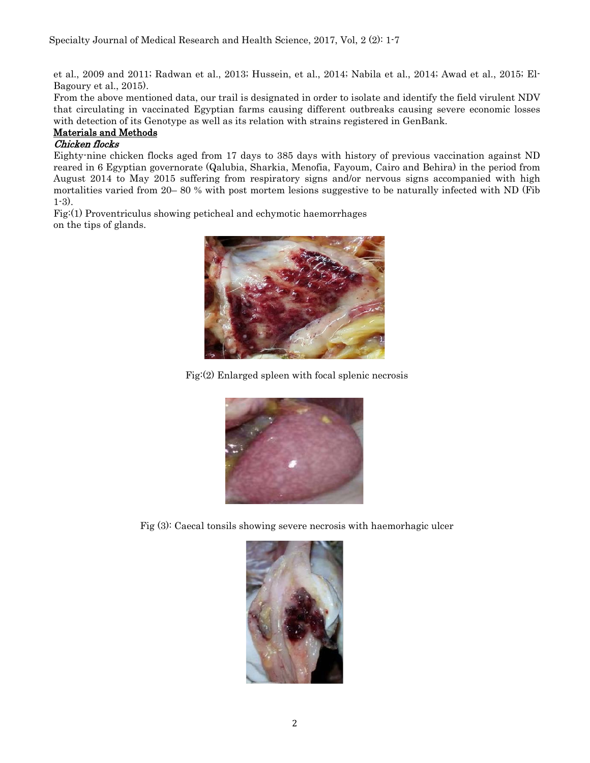et al., 2009 and 2011; Radwan et al., 2013; Hussein, et al., 2014; Nabila et al., 2014; Awad et al., 2015; El-Bagoury et al., 2015).

From the above mentioned data, our trail is designated in order to isolate and identify the field virulent NDV that circulating in vaccinated Egyptian farms causing different outbreaks causing severe economic losses with detection of its Genotype as well as its relation with strains registered in GenBank.

## Materials and Methods

### *Chicken flocks*

Eighty-nine chicken flocks aged from 17 days to 385 days with history of previous vaccination against ND reared in 6 Egyptian governorate (Qalubia, Sharkia, Menofia, Fayoum, Cairo and Behira) in the period from August 2014 to May 2015 suffering from respiratory signs and/or nervous signs accompanied with high mortalities varied from 20– 80 % with post mortem lesions suggestive to be naturally infected with ND (Fib 1-3).

Fig:(1) Proventriculus showing peticheal and echymotic haemorrhages on the tips of glands.

Fig:(2) Enlarged spleen with focal splenic necrosis

Fig (3): Caecal tonsils showing severe necrosis with haemorhagic ulcer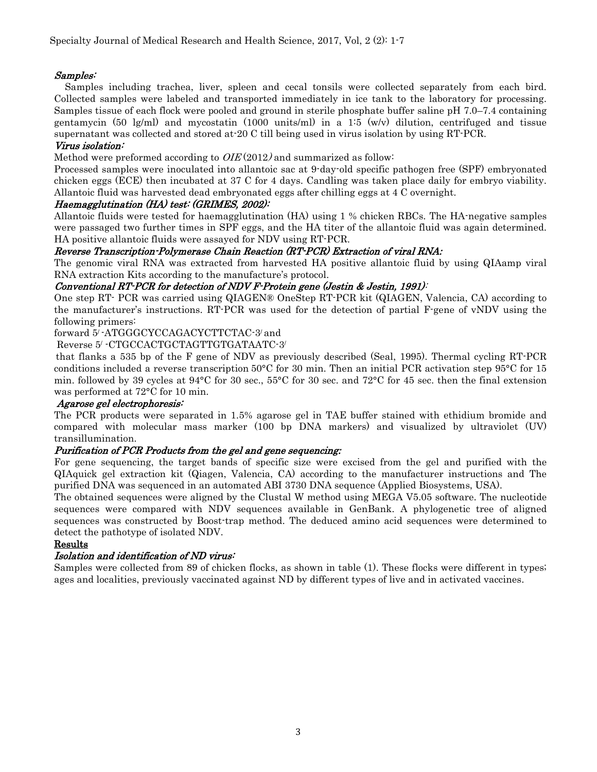### *Samples:*

Samples including trachea, liver, spleen and cecal tonsils were collected separately from each bird. Collected samples were labeled and transported immediately in ice tank to the laboratory for processing. Samples tissue of each flock were pooled and ground in sterile phosphate buffer saline pH 7.0–7.4 containing gentamycin (50 lg/ml) and mycostatin (1000 units/ml) in a 1:5 (w/v) dilution, centrifuged and tissue supernatant was collected and stored at-20 C till being used in virus isolation by using RT-PCR.

### *Virus isolation:*

Method were preformed according to *OIE* (2012*)* and summarized as follow:

Processed samples were inoculated into allantoic sac at 9-day-old specific pathogen free (SPF) embryonated chicken eggs (ECE) then incubated at 37 C for 4 days. Candling was taken place daily for embryo viability. Allantoic fluid was harvested dead embryonated eggs after chilling eggs at 4 C overnight.

### *Haemagglutination (HA) test: (GRIMES, 2002):*

Allantoic fluids were tested for haemagglutination (HA) using 1 % chicken RBCs. The HA-negative samples were passaged two further times in SPF eggs, and the HA titer of the allantoic fluid was again determined. HA positive allantoic fluids were assayed for NDV using RT-PCR.

### *Reverse Transcription-Polymerase Chain Reaction (RT-PCR) Extraction of viral RNA:*

The genomic viral RNA was extracted from harvested HA positive allantoic fluid by using QIAamp viral RNA extraction Kits according to the manufacture's protocol.

### *Conventional RT-PCR for detection of NDV F-Protein gene (Jestin & Jestin, 1991):*

One step RT- PCR was carried using QIAGEN® OneStep RT-PCR kit (QIAGEN, Valencia, CA) according to the manufacturer's instructions. RT-PCR was used for the detection of partial F-gene of vNDV using the following primers:

forward 5/ -ATGGGCYCCAGACYCTTCTAC-3/ and

Reverse 5/ -CTGCCACTGCTAGTTGTGATAATC-3/

that flanks a 535 bp of the F gene of NDV as previously described (Seal, 1995). Thermal cycling RT-PCR conditions included a reverse transcription 50°C for 30 min. Then an initial PCR activation step 95°C for 15 min. followed by 39 cycles at 94°C for 30 sec., 55°C for 30 sec. and 72°C for 45 sec. then the final extension was performed at 72°C for 10 min.

### *Agarose gel electrophoresis:*

The PCR products were separated in 1.5% agarose gel in TAE buffer stained with ethidium bromide and compared with molecular mass marker (100 bp DNA markers) and visualized by ultraviolet (UV) transillumination.

### *Purification of PCR Products from the gel and gene sequencing:*

For gene sequencing, the target bands of specific size were excised from the gel and purified with the QIAquick gel extraction kit (Qiagen, Valencia, CA) according to the manufacturer instructions and The purified DNA was sequenced in an automated ABI 3730 DNA sequence (Applied Biosystems, USA).

The obtained sequences were aligned by the Clustal W method using MEGA V5.05 software. The nucleotide sequences were compared with NDV sequences available in GenBank. A phylogenetic tree of aligned sequences was constructed by Boost-trap method. The deduced amino acid sequences were determined to detect the pathotype of isolated NDV.

## Results

### *Isolation and identification of ND virus:*

Samples were collected from 89 of chicken flocks, as shown in table (1). These flocks were different in types; ages and localities, previously vaccinated against ND by different types of live and in activated vaccines.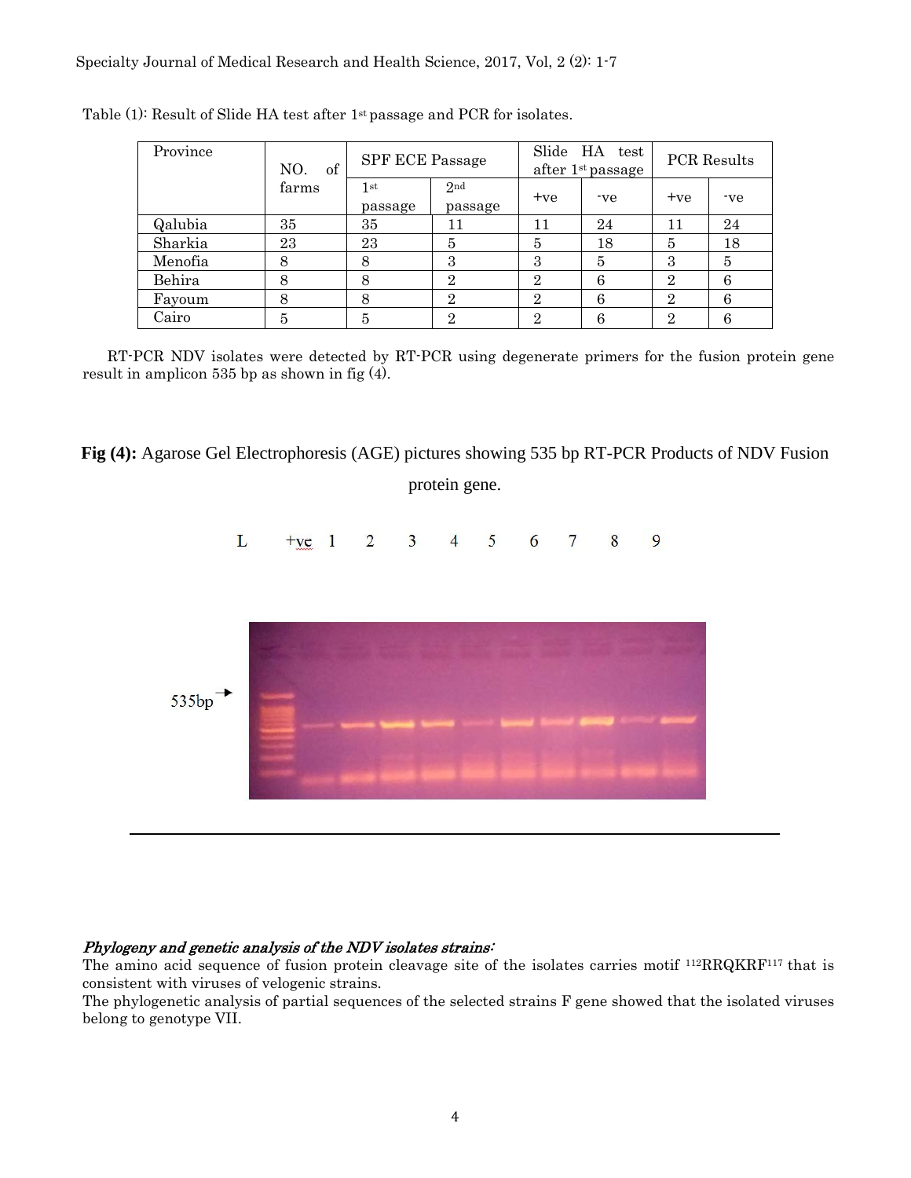Table (1): Result of Slide HA test after 1st passage and PCR for isolates.

| Province | NO. of farms | SPF ECE Passage | | Slide HA test after 1st passage | | PCR Results | |
|---|---|---|---|---|---|---|---|
| | | 1st passage | 2nd passage | +ve | -ve | +ve | -ve |
| Qalubia | 35 | 35 | 11 | 11 | 24 | 11 | 24 |
| Sharkia | 23 | 23 | 5 | 5 | 18 | 5 | 18 |
| Menofia | 8 | 8 | 3 | 3 | 5 | 3 | 5 |
| Behira | 8 | 8 | 2 | 2 | 6 | 2 | 6 |
| Fayoum | 8 | 8 | 2 | 2 | 6 | 2 | 6 |
| Cairo | 5 | 5 | 2 | 2 | 6 | 2 | 6 |

RT-PCR NDV isolates were detected by RT-PCR using degenerate primers for the fusion protein gene result in amplicon 535 bp as shown in fig (4).

**Fig (4):** Agarose Gel Electrophoresis (AGE) pictures showing 535 bp RT-PCR Products of NDV Fusion protein gene.

L +ve 1 2 3 4 5 6 7 8 9

535bp

***Phylogeny and genetic analysis of the NDV isolates strains:***

The amino acid sequence of fusion protein cleavage site of the isolates carries motif $^{112}$RRQKRF$^{117}$ that is consistent with viruses of velogenic strains.

The phylogenetic analysis of partial sequences of the selected strains F gene showed that the isolated viruses belong to genotype VII.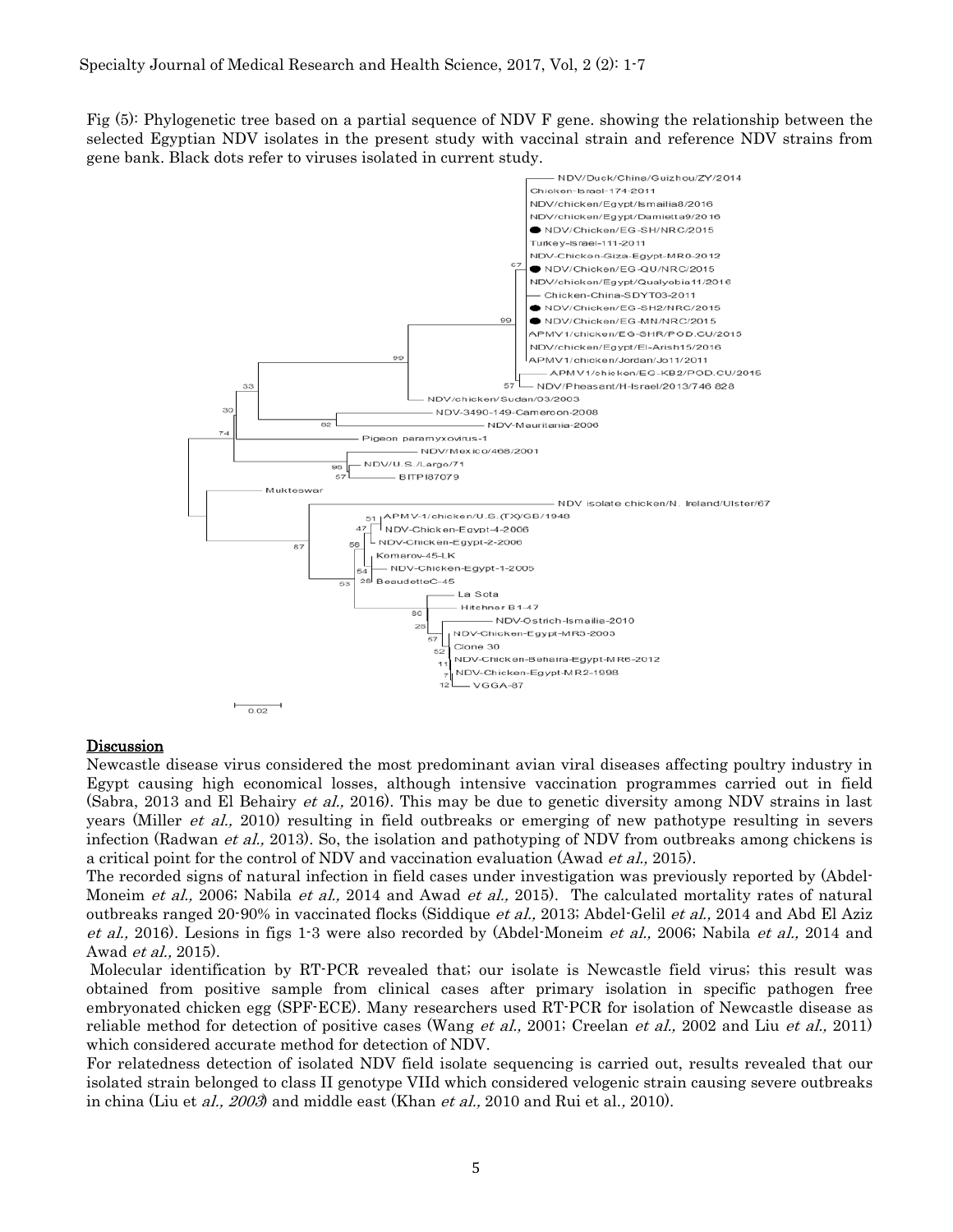Fig (5): Phylogenetic tree based on a partial sequence of NDV F gene. showing the relationship between the selected Egyptian NDV isolates in the present study with vaccinal strain and reference NDV strains from gene bank. Black dots refer to viruses isolated in current study.

## Discussion

Newcastle disease virus considered the most predominant avian viral diseases affecting poultry industry in Egypt causing high economical losses, although intensive vaccination programmes carried out in field (Sabra, 2013 and El Behairy *et al.,* 2016). This may be due to genetic diversity among NDV strains in last years (Miller *et al.,* 2010) resulting in field outbreaks or emerging of new pathotype resulting in severs infection (Radwan *et al.,* 2013). So, the isolation and pathotyping of NDV from outbreaks among chickens is a critical point for the control of NDV and vaccination evaluation (Awad *et al.,* 2015).

The recorded signs of natural infection in field cases under investigation was previously reported by (Abdel-Moneim *et al.,* 2006; Nabila *et al.,* 2014 and Awad *et al.,* 2015). The calculated mortality rates of natural outbreaks ranged 20-90% in vaccinated flocks (Siddique *et al.,* 2013; Abdel-Gelil *et al.,* 2014 and Abd El Aziz *et al.,* 2016). Lesions in figs 1-3 were also recorded by (Abdel-Moneim *et al.,* 2006; Nabila *et al.,* 2014 and Awad *et al.,* 2015).

Molecular identification by RT-PCR revealed that; our isolate is Newcastle field virus; this result was obtained from positive sample from clinical cases after primary isolation in specific pathogen free embryonated chicken egg (SPF-ECE). Many researchers used RT-PCR for isolation of Newcastle disease as reliable method for detection of positive cases (Wang *et al.,* 2001; Creelan *et al.,* 2002 and Liu *et al.,* 2011) which considered accurate method for detection of NDV.

For relatedness detection of isolated NDV field isolate sequencing is carried out, results revealed that our isolated strain belonged to class II genotype VIId which considered velogenic strain causing severe outbreaks in china (Liu et *al., 2003*) and middle east (Khan *et al.,* 2010 and Rui et al., 2010).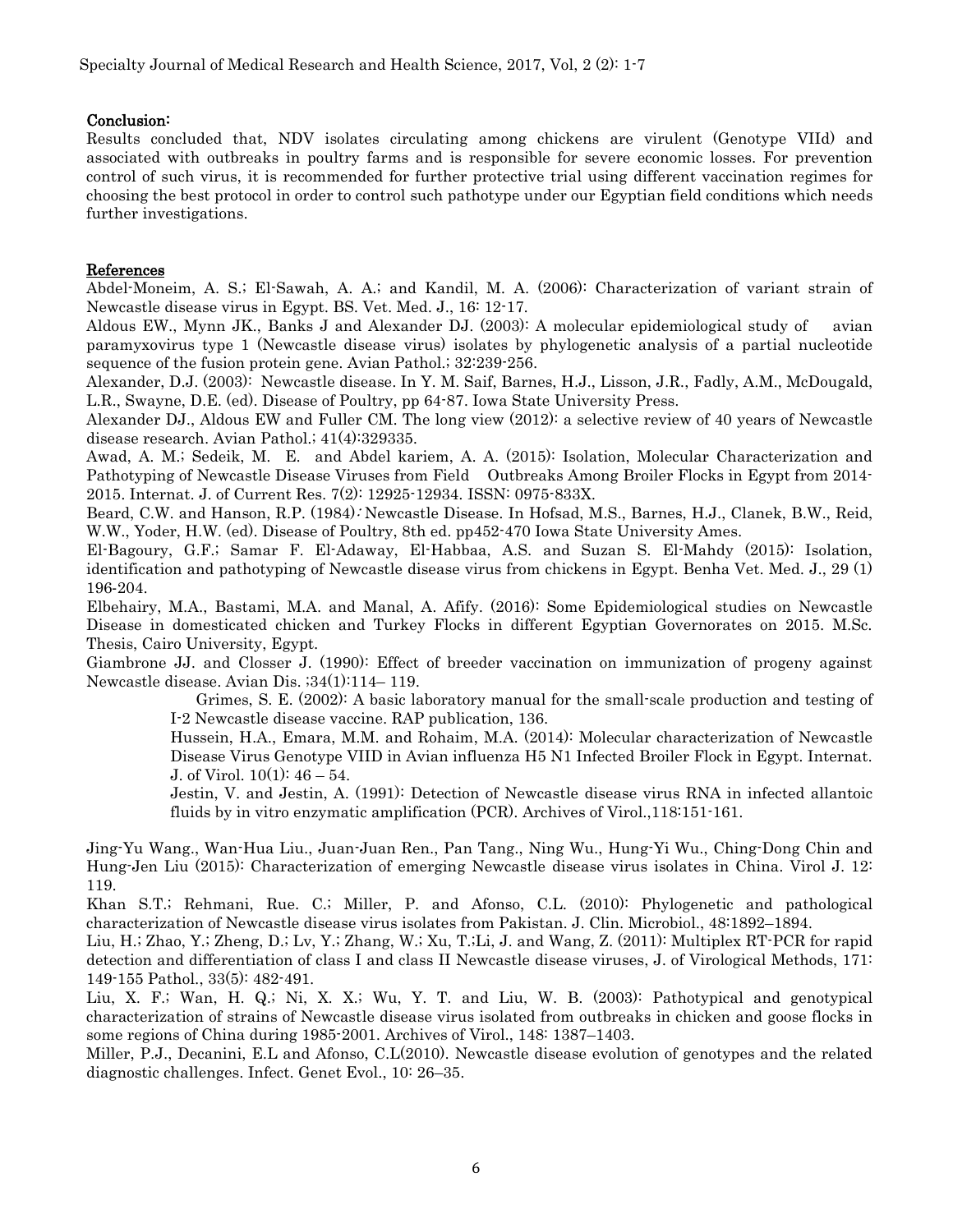**Conclusion:**

Results concluded that, NDV isolates circulating among chickens are virulent (Genotype VIId) and associated with outbreaks in poultry farms and is responsible for severe economic losses. For prevention control of such virus, it is recommended for further protective trial using different vaccination regimes for choosing the best protocol in order to control such pathotype under our Egyptian field conditions which needs further investigations.

**References**

Abdel-Moneim, A. S.; El-Sawah, A. A.; and Kandil, M. A. (2006): Characterization of variant strain of Newcastle disease virus in Egypt. BS. Vet. Med. J., 16: 12-17.

Aldous EW., Mynn JK., Banks J and Alexander DJ. (2003): A molecular epidemiological study of avian paramyxovirus type 1 (Newcastle disease virus) isolates by phylogenetic analysis of a partial nucleotide sequence of the fusion protein gene. Avian Pathol.; 32:239-256.

Alexander, D.J. (2003): Newcastle disease. In Y. M. Saif, Barnes, H.J., Lisson, J.R., Fadly, A.M., McDougald, L.R., Swayne, D.E. (ed). Disease of Poultry, pp 64-87. Iowa State University Press.

Alexander DJ., Aldous EW and Fuller CM. The long view (2012): a selective review of 40 years of Newcastle disease research. Avian Pathol.; 41(4):329335.

Awad, A. M.; Sedeik, M. E. and Abdel kariem, A. A. (2015): Isolation, Molecular Characterization and Pathotyping of Newcastle Disease Viruses from Field Outbreaks Among Broiler Flocks in Egypt from 2014-2015. Internat. J. of Current Res. 7(2): 12925-12934. ISSN: 0975-833X.

Beard, C.W. and Hanson, R.P. (1984): Newcastle Disease. In Hofsad, M.S., Barnes, H.J., Clanek, B.W., Reid, W.W., Yoder, H.W. (ed). Disease of Poultry, 8th ed. pp452-470 Iowa State University Ames.

El-Bagoury, G.F.; Samar F. El-Adaway, El-Habbaa, A.S. and Suzan S. El-Mahdy (2015): Isolation, identification and pathotyping of Newcastle disease virus from chickens in Egypt. Benha Vet. Med. J., 29 (1) 196-204.

Elbehairy, M.A., Bastami, M.A. and Manal, A. Afify. (2016): Some Epidemiological studies on Newcastle Disease in domesticated chicken and Turkey Flocks in different Egyptian Governorates on 2015. M.Sc. Thesis, Cairo University, Egypt.

Giambrone JJ. and Closser J. (1990): Effect of breeder vaccination on immunization of progeny against Newcastle disease. Avian Dis. ;34(1):114– 119.

Grimes, S. E. (2002): A basic laboratory manual for the small-scale production and testing of I-2 Newcastle disease vaccine. RAP publication, 136.

Hussein, H.A., Emara, M.M. and Rohaim, M.A. (2014): Molecular characterization of Newcastle Disease Virus Genotype VIID in Avian influenza H5 N1 Infected Broiler Flock in Egypt. Internat. J. of Virol. 10(1): 46 – 54.

Jestin, V. and Jestin, A. (1991): Detection of Newcastle disease virus RNA in infected allantoic fluids by in vitro enzymatic amplification (PCR). Archives of Virol.,118:151-161.

Jing-Yu Wang., Wan-Hua Liu., Juan-Juan Ren., Pan Tang., Ning Wu., Hung-Yi Wu., Ching-Dong Chin and Hung-Jen Liu (2015): Characterization of emerging Newcastle disease virus isolates in China. Virol J. 12: 119.

Khan S.T.; Rehmani, Rue. C.; Miller, P. and Afonso, C.L. (2010): Phylogenetic and pathological characterization of Newcastle disease virus isolates from Pakistan. J. Clin. Microbiol., 48:1892–1894.

Liu, H.; Zhao, Y.; Zheng, D.; Lv, Y.; Zhang, W.; Xu, T.;Li, J. and Wang, Z. (2011): Multiplex RT-PCR for rapid detection and differentiation of class I and class II Newcastle disease viruses, J. of Virological Methods, 171: 149-155 Pathol., 33(5): 482-491.

Liu, X. F.; Wan, H. Q.; Ni, X. X.; Wu, Y. T. and Liu, W. B. (2003): Pathotypical and genotypical characterization of strains of Newcastle disease virus isolated from outbreaks in chicken and goose flocks in some regions of China during 1985-2001. Archives of Virol., 148: 1387–1403.

Miller, P.J., Decanini, E.L and Afonso, C.L(2010). Newcastle disease evolution of genotypes and the related diagnostic challenges. Infect. Genet Evol., 10: 26–35.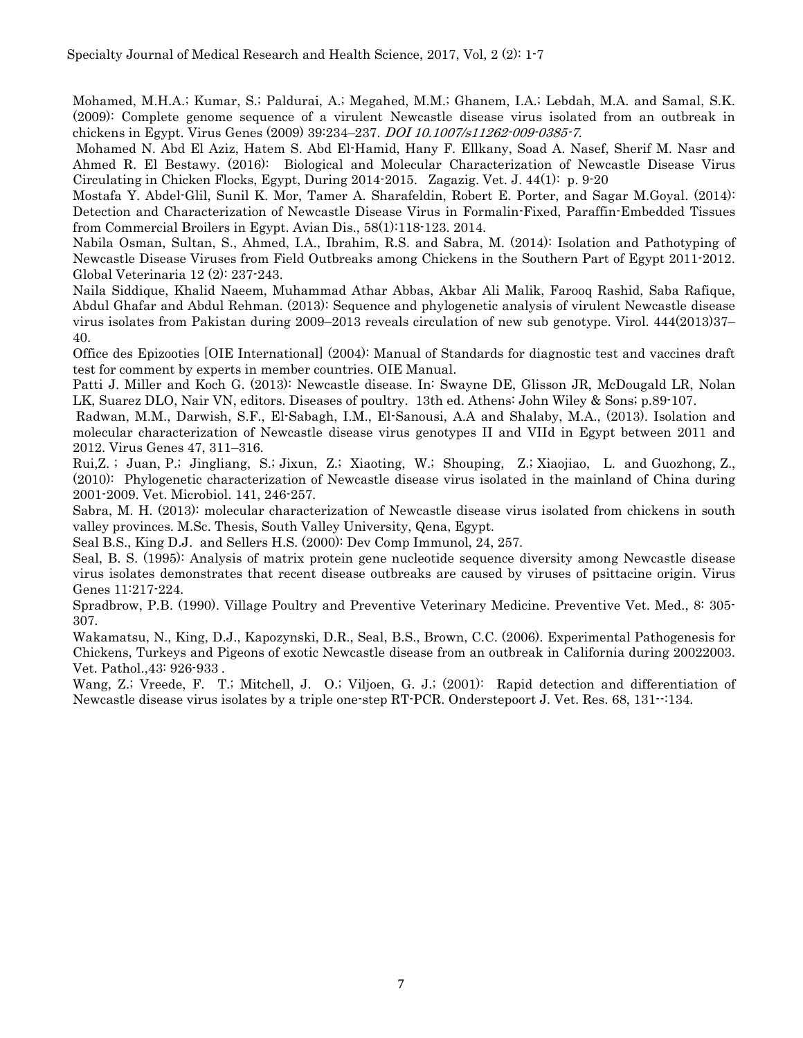Mohamed, M.H.A.; Kumar, S.; Paldurai, A.; Megahed, M.M.; Ghanem, I.A.; Lebdah, M.A. and Samal, S.K. (2009): Complete genome sequence of a virulent Newcastle disease virus isolated from an outbreak in chickens in Egypt. Virus Genes (2009) 39:234–237. *DOI 10.1007/s11262-009-0385-7.*

Mohamed N. Abd El Aziz, Hatem S. Abd El-Hamid, Hany F. Ellkany, Soad A. Nasef, Sherif M. Nasr and Ahmed R. El Bestawy. (2016): Biological and Molecular Characterization of Newcastle Disease Virus Circulating in Chicken Flocks, Egypt, During 2014-2015. Zagazig. Vet. J. 44(1): p. 9-20

Mostafa Y. Abdel-Glil, Sunil K. Mor, Tamer A. Sharafeldin, Robert E. Porter, and Sagar M.Goyal. (2014): Detection and Characterization of Newcastle Disease Virus in Formalin-Fixed, Paraffin-Embedded Tissues from Commercial Broilers in Egypt. Avian Dis., 58(1):118-123. 2014.

Nabila Osman, Sultan, S., Ahmed, I.A., Ibrahim, R.S. and Sabra, M. (2014): Isolation and Pathotyping of Newcastle Disease Viruses from Field Outbreaks among Chickens in the Southern Part of Egypt 2011-2012. Global Veterinaria 12 (2): 237-243.

Naila Siddique, Khalid Naeem, Muhammad Athar Abbas, Akbar Ali Malik, Farooq Rashid, Saba Rafique, Abdul Ghafar and Abdul Rehman. (2013): Sequence and phylogenetic analysis of virulent Newcastle disease virus isolates from Pakistan during 2009–2013 reveals circulation of new sub genotype. Virol. 444(2013)37–40.

Office des Epizooties [OIE International] (2004): Manual of Standards for diagnostic test and vaccines draft test for comment by experts in member countries. OIE Manual.

Patti J. Miller and Koch G. (2013): Newcastle disease. In: Swayne DE, Glisson JR, McDougald LR, Nolan LK, Suarez DLO, Nair VN, editors. Diseases of poultry. 13th ed. Athens: John Wiley & Sons; p.89-107.

Radwan, M.M., Darwish, S.F., El-Sabagh, I.M., El-Sanousi, A.A and Shalaby, M.A., (2013). Isolation and molecular characterization of Newcastle disease virus genotypes II and VIId in Egypt between 2011 and 2012. Virus Genes 47, 311–316.

Rui,Z. ; Juan, P.; Jingliang, S.; Jixun, Z.; Xiaoting, W.; Shouping, Z.; Xiaojiao, L. and Guozhong, Z., (2010): Phylogenetic characterization of Newcastle disease virus isolated in the mainland of China during 2001-2009. Vet. Microbiol. 141, 246-257.

Sabra, M. H. (2013): molecular characterization of Newcastle disease virus isolated from chickens in south valley provinces. M.Sc. Thesis, South Valley University, Qena, Egypt.

Seal B.S., King D.J. and Sellers H.S. (2000): Dev Comp Immunol, 24, 257.

Seal, B. S. (1995): Analysis of matrix protein gene nucleotide sequence diversity among Newcastle disease virus isolates demonstrates that recent disease outbreaks are caused by viruses of psittacine origin. Virus Genes 11:217-224.

Spradbrow, P.B. (1990). Village Poultry and Preventive Veterinary Medicine. Preventive Vet. Med., 8: 305-307.

Wakamatsu, N., King, D.J., Kapozynski, D.R., Seal, B.S., Brown, C.C. (2006). Experimental Pathogenesis for Chickens, Turkeys and Pigeons of exotic Newcastle disease from an outbreak in California during 20022003. Vet. Pathol.,43: 926-933 .

Wang, Z.; Vreede, F. T.; Mitchell, J. O.; Viljoen, G. J.; (2001): Rapid detection and differentiation of Newcastle disease virus isolates by a triple one-step RT-PCR. Onderstepoort J. Vet. Res. 68, 131--:134.